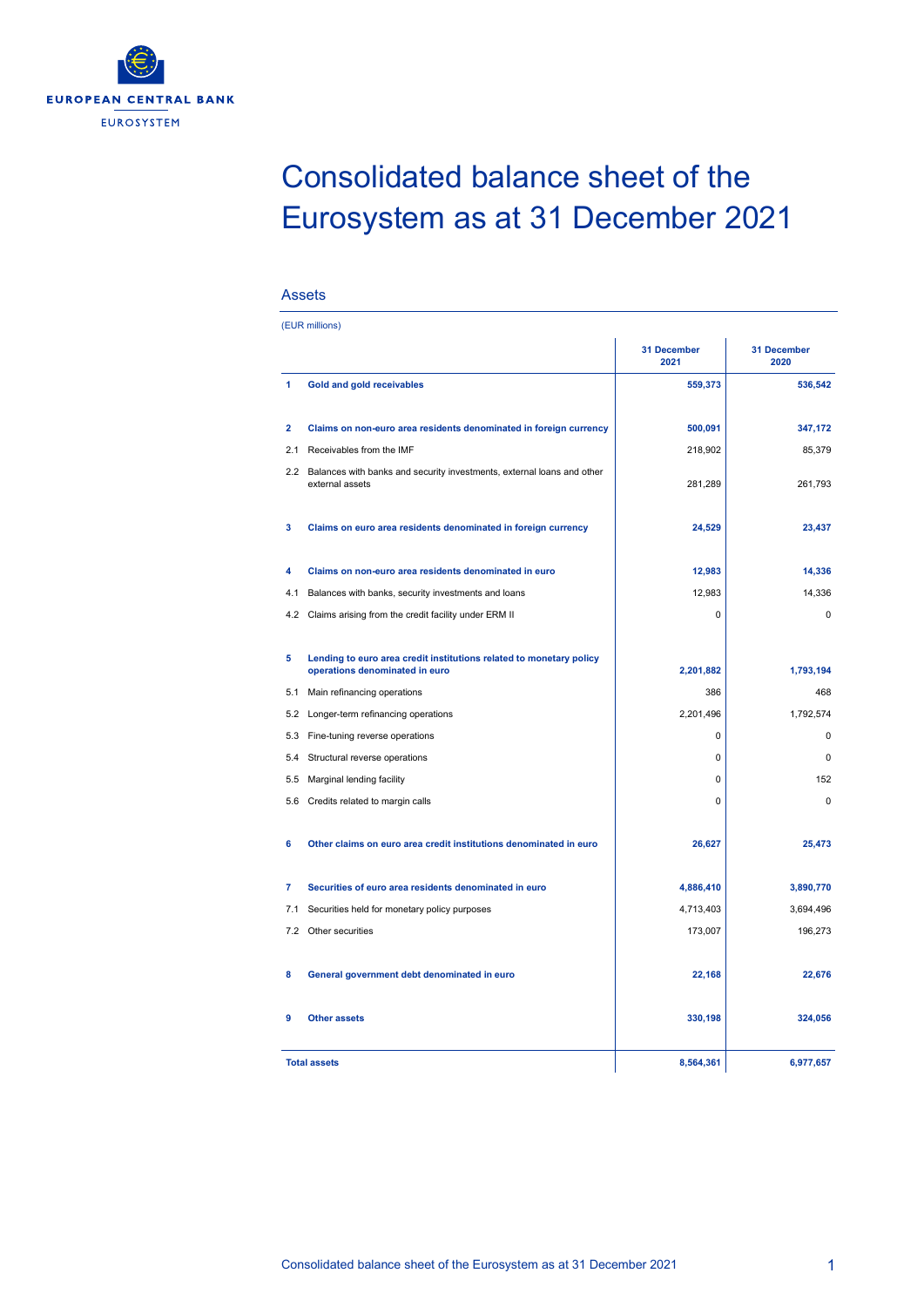EUROPEAN CENTRAL BANK

EUROSYSTEM

# Consolidated balance sheet of the Eurosystem as at 31 December 2021

## Assets

(EUR millions)

| | | 31 December 2021 | 31 December 2020 |
|---|---|---|---|
| **1** | **Gold and gold receivables** | **559,373** | **536,542** |
| **2** | **Claims on non-euro area residents denominated in foreign currency** | **500,091** | **347,172** |
| 2.1 | Receivables from the IMF | 218,902 | 85,379 |
| 2.2 | Balances with banks and security investments, external loans and other external assets | 281,289 | 261,793 |
| **3** | **Claims on euro area residents denominated in foreign currency** | **24,529** | **23,437** |
| **4** | **Claims on non-euro area residents denominated in euro** | **12,983** | **14,336** |
| 4.1 | Balances with banks, security investments and loans | 12,983 | 14,336 |
| 4.2 | Claims arising from the credit facility under ERM II | 0 | 0 |
| **5** | **Lending to euro area credit institutions related to monetary policy operations denominated in euro** | **2,201,882** | **1,793,194** |
| 5.1 | Main refinancing operations | 386 | 468 |
| 5.2 | Longer-term refinancing operations | 2,201,496 | 1,792,574 |
| 5.3 | Fine-tuning reverse operations | 0 | 0 |
| 5.4 | Structural reverse operations | 0 | 0 |
| 5.5 | Marginal lending facility | 0 | 152 |
| 5.6 | Credits related to margin calls | 0 | 0 |
| **6** | **Other claims on euro area credit institutions denominated in euro** | **26,627** | **25,473** |
| **7** | **Securities of euro area residents denominated in euro** | **4,886,410** | **3,890,770** |
| 7.1 | Securities held for monetary policy purposes | 4,713,403 | 3,694,496 |
| 7.2 | Other securities | 173,007 | 196,273 |
| **8** | **General government debt denominated in euro** | **22,168** | **22,676** |
| **9** | **Other assets** | **330,198** | **324,056** |
| **Total assets** | | **8,564,361** | **6,977,657** |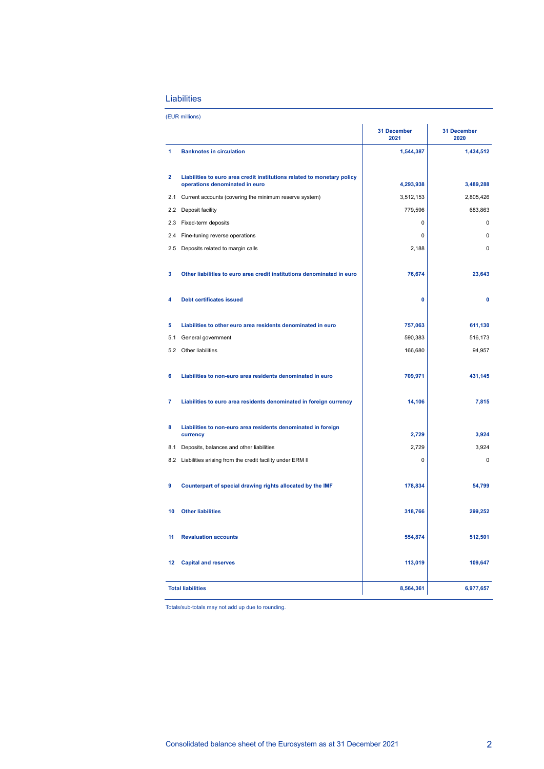## Liabilities

(EUR millions)

| | | 31 December 2021 | 31 December 2020 |
|---|---|---|---|
| **1** | **Banknotes in circulation** | **1,544,387** | **1,434,512** |
| **2** | **Liabilities to euro area credit institutions related to monetary policy operations denominated in euro** | **4,293,938** | **3,489,288** |
| 2.1 | Current accounts (covering the minimum reserve system) | 3,512,153 | 2,805,426 |
| 2.2 | Deposit facility | 779,596 | 683,863 |
| 2.3 | Fixed-term deposits | 0 | 0 |
| 2.4 | Fine-tuning reverse operations | 0 | 0 |
| 2.5 | Deposits related to margin calls | 2,188 | 0 |
| **3** | **Other liabilities to euro area credit institutions denominated in euro** | **76,674** | **23,643** |
| **4** | **Debt certificates issued** | **0** | **0** |
| **5** | **Liabilities to other euro area residents denominated in euro** | **757,063** | **611,130** |
| 5.1 | General government | 590,383 | 516,173 |
| 5.2 | Other liabilities | 166,680 | 94,957 |
| **6** | **Liabilities to non-euro area residents denominated in euro** | **709,971** | **431,145** |
| **7** | **Liabilities to euro area residents denominated in foreign currency** | **14,106** | **7,815** |
| **8** | **Liabilities to non-euro area residents denominated in foreign currency** | **2,729** | **3,924** |
| 8.1 | Deposits, balances and other liabilities | 2,729 | 3,924 |
| 8.2 | Liabilities arising from the credit facility under ERM II | 0 | 0 |
| **9** | **Counterpart of special drawing rights allocated by the IMF** | **178,834** | **54,799** |
| **10** | **Other liabilities** | **318,766** | **299,252** |
| **11** | **Revaluation accounts** | **554,874** | **512,501** |
| **12** | **Capital and reserves** | **113,019** | **109,647** |
| **Total liabilities** | | **8,564,361** | **6,977,657** |

Totals/sub-totals may not add up due to rounding.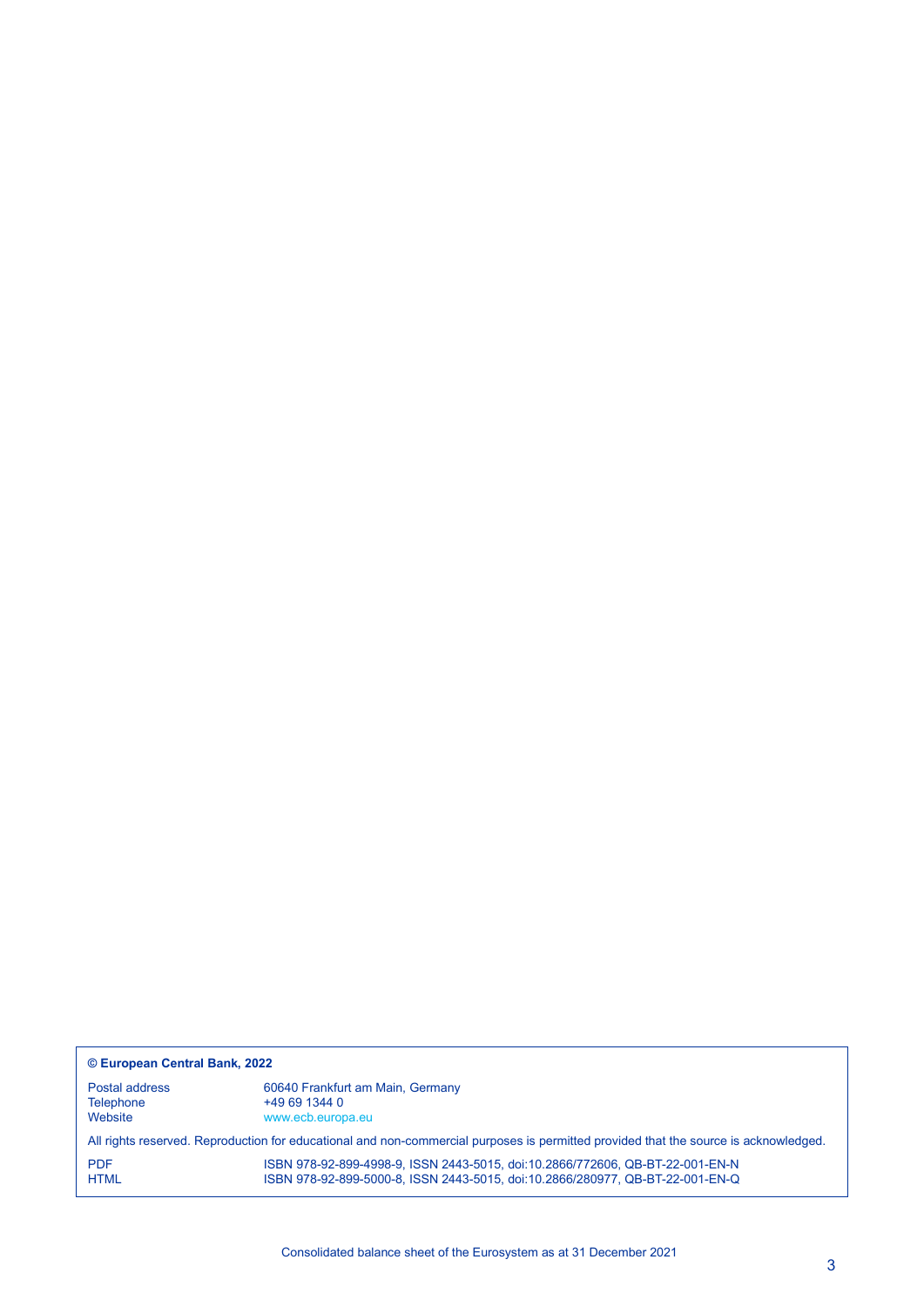**© European Central Bank, 2022**

| | |
|---|---|
| Postal address | 60640 Frankfurt am Main, Germany |
| Telephone | +49 69 1344 0 |
| Website | www.ecb.europa.eu |

All rights reserved. Reproduction for educational and non-commercial purposes is permitted provided that the source is acknowledged.

| | |
|---|---|
| PDF | ISBN 978-92-899-4998-9, ISSN 2443-5015, doi:10.2866/772606, QB-BT-22-001-EN-N |
| HTML | ISBN 978-92-899-5000-8, ISSN 2443-5015, doi:10.2866/280977, QB-BT-22-001-EN-Q |